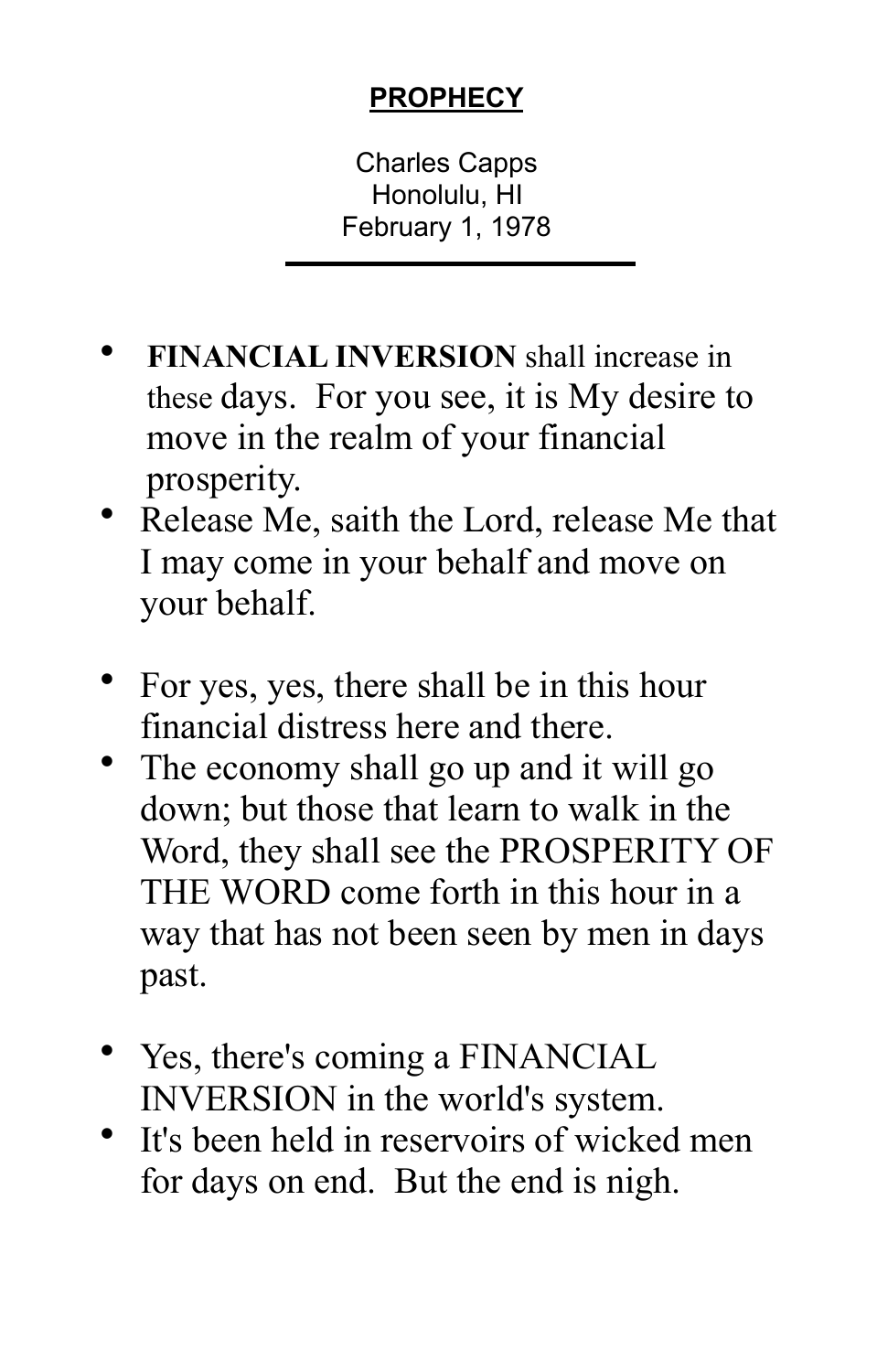# **PROPHECY**

Charles Capps
Honolulu, HI
February 1, 1978

---

- **FINANCIAL INVERSION** shall increase in these days. For you see, it is My desire to move in the realm of your financial prosperity.
- Release Me, saith the Lord, release Me that I may come in your behalf and move on your behalf.

- For yes, yes, there shall be in this hour financial distress here and there.
- The economy shall go up and it will go down; but those that learn to walk in the Word, they shall see the PROSPERITY OF THE WORD come forth in this hour in a way that has not been seen by men in days past.

- Yes, there's coming a FINANCIAL INVERSION in the world's system.
- It's been held in reservoirs of wicked men for days on end. But the end is nigh.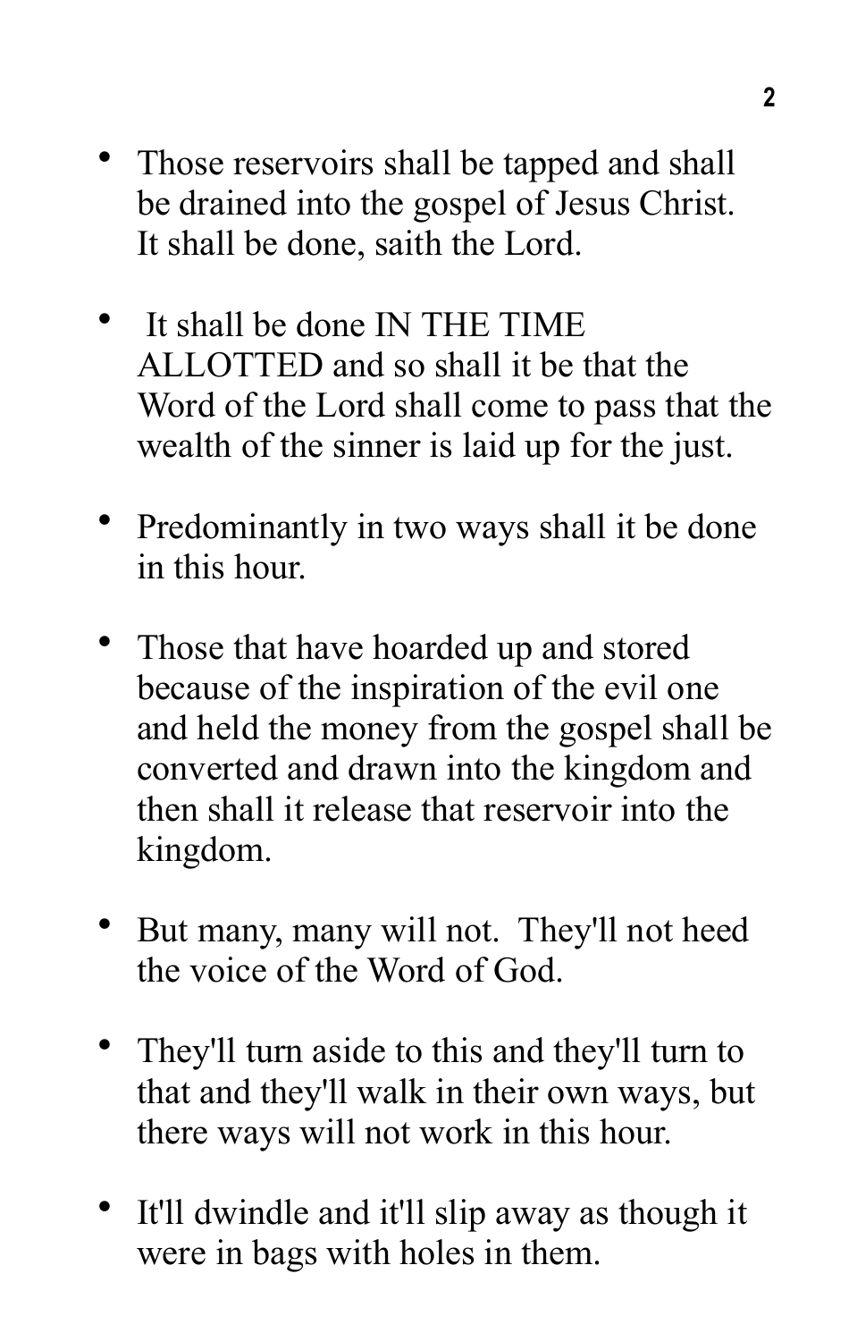- Those reservoirs shall be tapped and shall be drained into the gospel of Jesus Christ. It shall be done, saith the Lord.

- It shall be done IN THE TIME ALLOTTED and so shall it be that the Word of the Lord shall come to pass that the wealth of the sinner is laid up for the just.

- Predominantly in two ways shall it be done in this hour.

- Those that have hoarded up and stored because of the inspiration of the evil one and held the money from the gospel shall be converted and drawn into the kingdom and then shall it release that reservoir into the kingdom.

- But many, many will not. They'll not heed the voice of the Word of God.

- They'll turn aside to this and they'll turn to that and they'll walk in their own ways, but there ways will not work in this hour.

- It'll dwindle and it'll slip away as though it were in bags with holes in them.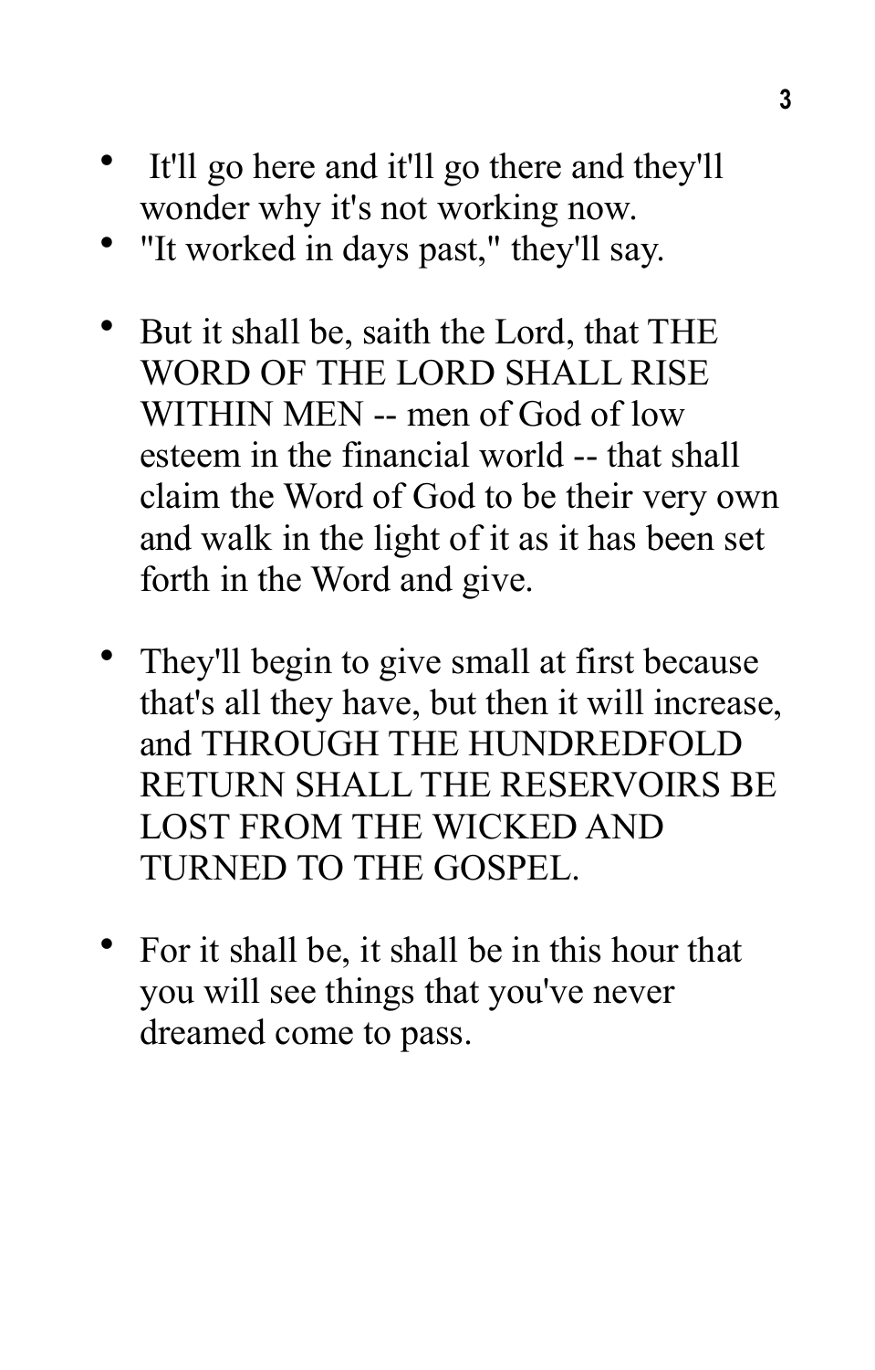- It'll go here and it'll go there and they'll wonder why it's not working now.
- "It worked in days past," they'll say.

- But it shall be, saith the Lord, that THE WORD OF THE LORD SHALL RISE WITHIN MEN -- men of God of low esteem in the financial world -- that shall claim the Word of God to be their very own and walk in the light of it as it has been set forth in the Word and give.

- They'll begin to give small at first because that's all they have, but then it will increase, and THROUGH THE HUNDREDFOLD RETURN SHALL THE RESERVOIRS BE LOST FROM THE WICKED AND TURNED TO THE GOSPEL.

- For it shall be, it shall be in this hour that you will see things that you've never dreamed come to pass.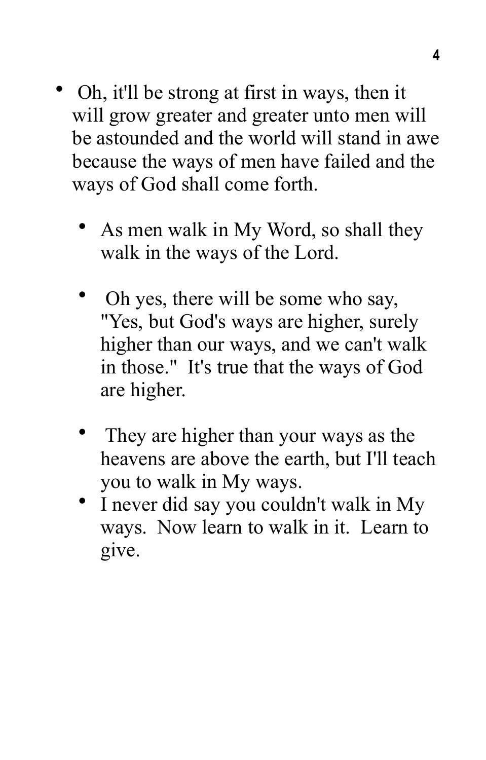- Oh, it'll be strong at first in ways, then it will grow greater and greater unto men will be astounded and the world will stand in awe because the ways of men have failed and the ways of God shall come forth.

  - As men walk in My Word, so shall they walk in the ways of the Lord.

  - Oh yes, there will be some who say, "Yes, but God's ways are higher, surely higher than our ways, and we can't walk in those." It's true that the ways of God are higher.

  - They are higher than your ways as the heavens are above the earth, but I'll teach you to walk in My ways.
  - I never did say you couldn't walk in My ways. Now learn to walk in it. Learn to give.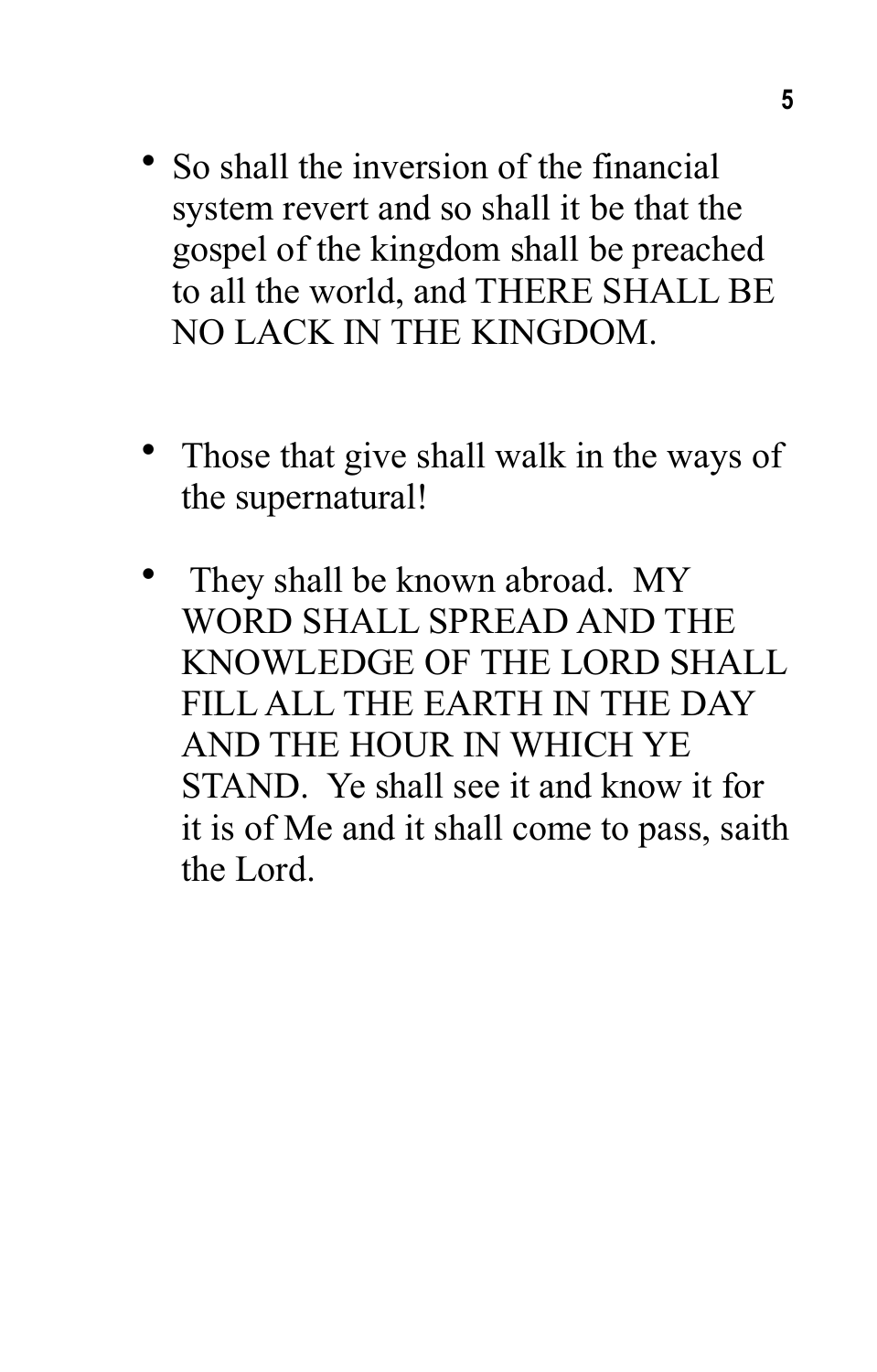- So shall the inversion of the financial system revert and so shall it be that the gospel of the kingdom shall be preached to all the world, and THERE SHALL BE NO LACK IN THE KINGDOM.

- Those that give shall walk in the ways of the supernatural!

- They shall be known abroad. MY WORD SHALL SPREAD AND THE KNOWLEDGE OF THE LORD SHALL FILL ALL THE EARTH IN THE DAY AND THE HOUR IN WHICH YE STAND. Ye shall see it and know it for it is of Me and it shall come to pass, saith the Lord.